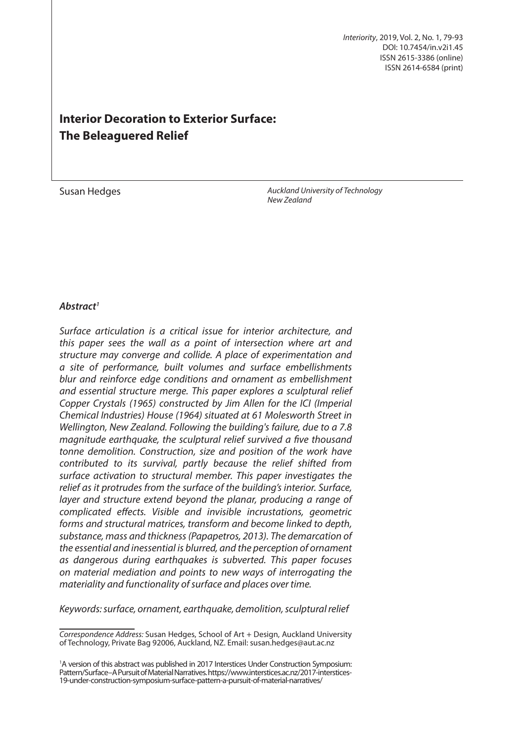# Interior Decoration to Exterior Surface: The Beleaguered Relief

Susan Hedges

*Auckland University of Technology*
*New Zealand*

### *Abstract*[1]

*Surface articulation is a critical issue for interior architecture, and this paper sees the wall as a point of intersection where art and structure may converge and collide. A place of experimentation and a site of performance, built volumes and surface embellishments blur and reinforce edge conditions and ornament as embellishment and essential structure merge. This paper explores a sculptural relief Copper Crystals (1965) constructed by Jim Allen for the ICI (Imperial Chemical Industries) House (1964) situated at 61 Molesworth Street in Wellington, New Zealand. Following the building's failure, due to a 7.8 magnitude earthquake, the sculptural relief survived a five thousand tonne demolition. Construction, size and position of the work have contributed to its survival, partly because the relief shifted from surface activation to structural member. This paper investigates the relief as it protrudes from the surface of the building's interior. Surface, layer and structure extend beyond the planar, producing a range of complicated effects. Visible and invisible incrustations, geometric forms and structural matrices, transform and become linked to depth, substance, mass and thickness (Papapetros, 2013). The demarcation of the essential and inessential is blurred, and the perception of ornament as dangerous during earthquakes is subverted. This paper focuses on material mediation and points to new ways of interrogating the materiality and functionality of surface and places over time.*

*Keywords: surface, ornament, earthquake, demolition, sculptural relief*

---

*Correspondence Address:* Susan Hedges, School of Art + Design, Auckland University of Technology, Private Bag 92006, Auckland, NZ. Email: susan.hedges@aut.ac.nz

[1] A version of this abstract was published in 2017 Interstices Under Construction Symposium: Pattern/Surface–A Pursuit of Material Narratives. https://www.interstices.ac.nz/2017-interstices-19-under-construction-symposium-surface-pattern-a-pursuit-of-material-narratives/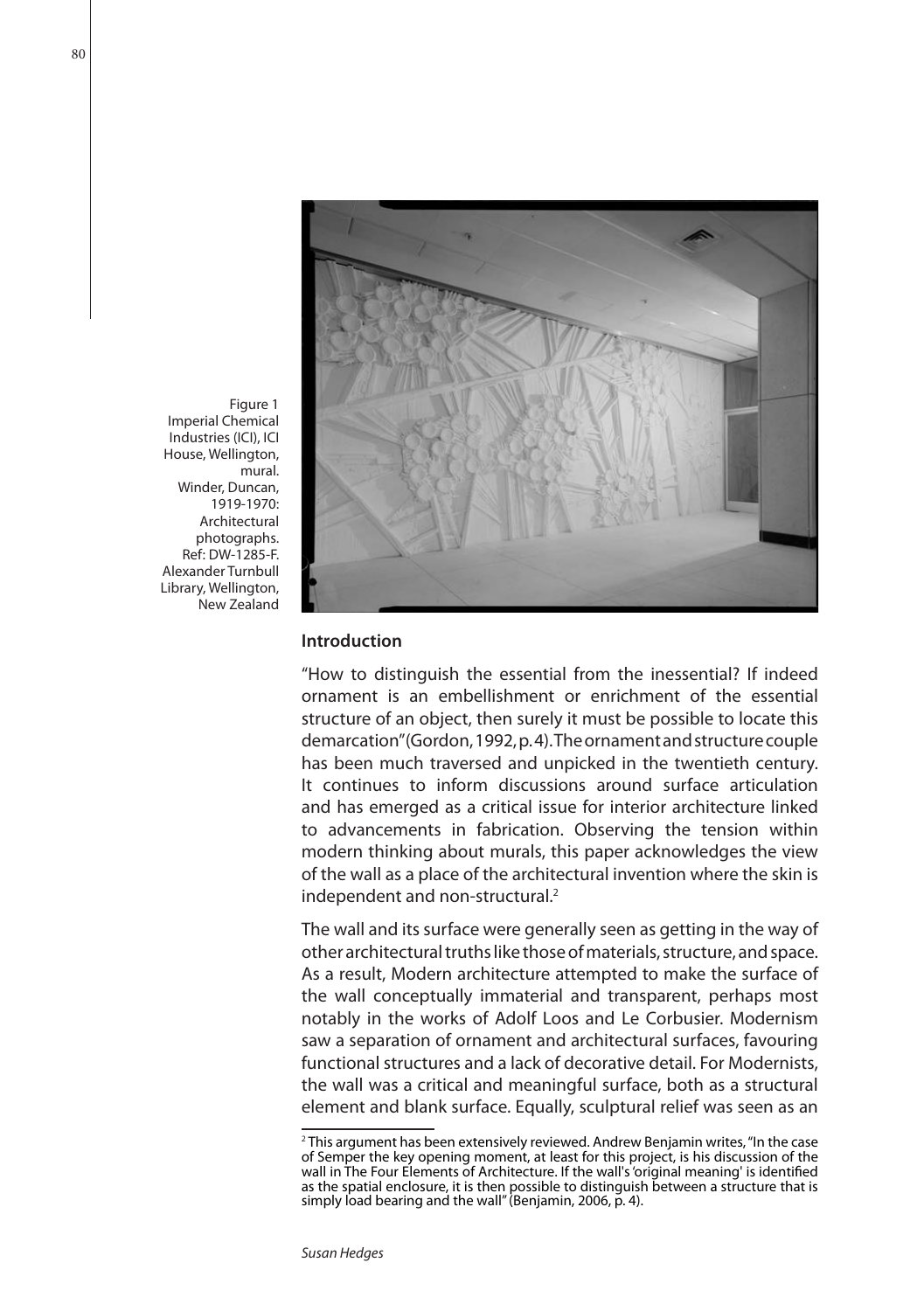Figure 1
Imperial Chemical Industries (ICI), ICI House, Wellington, mural.
Winder, Duncan, 1919-1970: Architectural photographs.
Ref: DW-1285-F.
Alexander Turnbull Library, Wellington, New Zealand

## Introduction

"How to distinguish the essential from the inessential? If indeed ornament is an embellishment or enrichment of the essential structure of an object, then surely it must be possible to locate this demarcation" (Gordon, 1992, p. 4). The ornament and structure couple has been much traversed and unpicked in the twentieth century. It continues to inform discussions around surface articulation and has emerged as a critical issue for interior architecture linked to advancements in fabrication. Observing the tension within modern thinking about murals, this paper acknowledges the view of the wall as a place of the architectural invention where the skin is independent and non-structural.[2]

The wall and its surface were generally seen as getting in the way of other architectural truths like those of materials, structure, and space. As a result, Modern architecture attempted to make the surface of the wall conceptually immaterial and transparent, perhaps most notably in the works of Adolf Loos and Le Corbusier. Modernism saw a separation of ornament and architectural surfaces, favouring functional structures and a lack of decorative detail. For Modernists, the wall was a critical and meaningful surface, both as a structural element and blank surface. Equally, sculptural relief was seen as an

[2] This argument has been extensively reviewed. Andrew Benjamin writes, "In the case of Semper the key opening moment, at least for this project, is his discussion of the wall in The Four Elements of Architecture. If the wall's 'original meaning' is identified as the spatial enclosure, it is then possible to distinguish between a structure that is simply load bearing and the wall" (Benjamin, 2006, p. 4).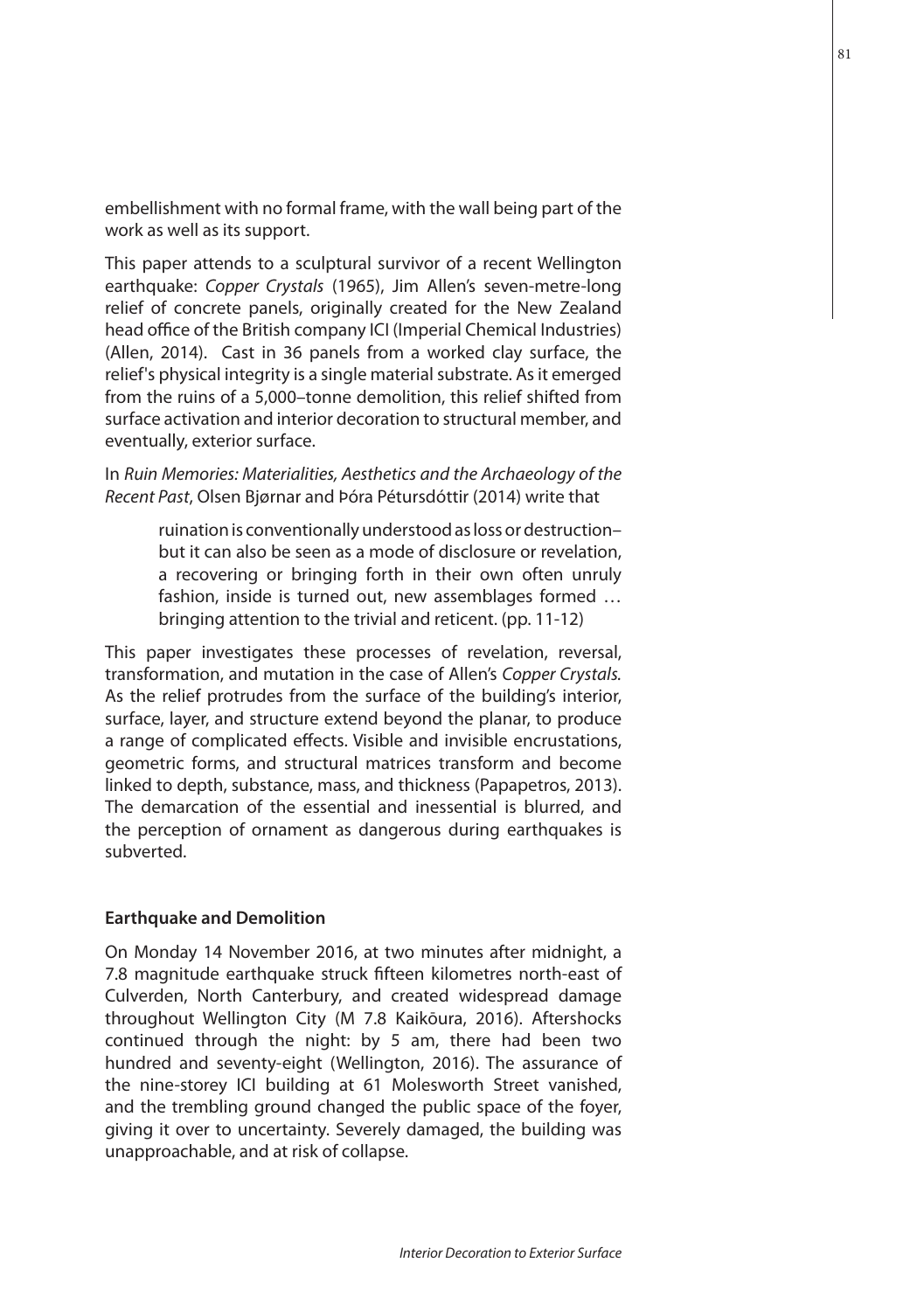embellishment with no formal frame, with the wall being part of the work as well as its support.

This paper attends to a sculptural survivor of a recent Wellington earthquake: *Copper Crystals* (1965), Jim Allen's seven-metre-long relief of concrete panels, originally created for the New Zealand head office of the British company ICI (Imperial Chemical Industries) (Allen, 2014). Cast in 36 panels from a worked clay surface, the relief's physical integrity is a single material substrate. As it emerged from the ruins of a 5,000–tonne demolition, this relief shifted from surface activation and interior decoration to structural member, and eventually, exterior surface.

In *Ruin Memories: Materialities, Aesthetics and the Archaeology of the Recent Past*, Olsen Bjørnar and Þóra Pétursdóttir (2014) write that

> ruination is conventionally understood as loss or destruction– but it can also be seen as a mode of disclosure or revelation, a recovering or bringing forth in their own often unruly fashion, inside is turned out, new assemblages formed … bringing attention to the trivial and reticent. (pp. 11-12)

This paper investigates these processes of revelation, reversal, transformation, and mutation in the case of Allen's *Copper Crystals.* As the relief protrudes from the surface of the building's interior, surface, layer, and structure extend beyond the planar, to produce a range of complicated effects. Visible and invisible encrustations, geometric forms, and structural matrices transform and become linked to depth, substance, mass, and thickness (Papapetros, 2013). The demarcation of the essential and inessential is blurred, and the perception of ornament as dangerous during earthquakes is subverted.

**Earthquake and Demolition**

On Monday 14 November 2016, at two minutes after midnight, a 7.8 magnitude earthquake struck fifteen kilometres north-east of Culverden, North Canterbury, and created widespread damage throughout Wellington City (M 7.8 Kaikōura, 2016). Aftershocks continued through the night: by 5 am, there had been two hundred and seventy-eight (Wellington, 2016). The assurance of the nine-storey ICI building at 61 Molesworth Street vanished, and the trembling ground changed the public space of the foyer, giving it over to uncertainty. Severely damaged, the building was unapproachable, and at risk of collapse.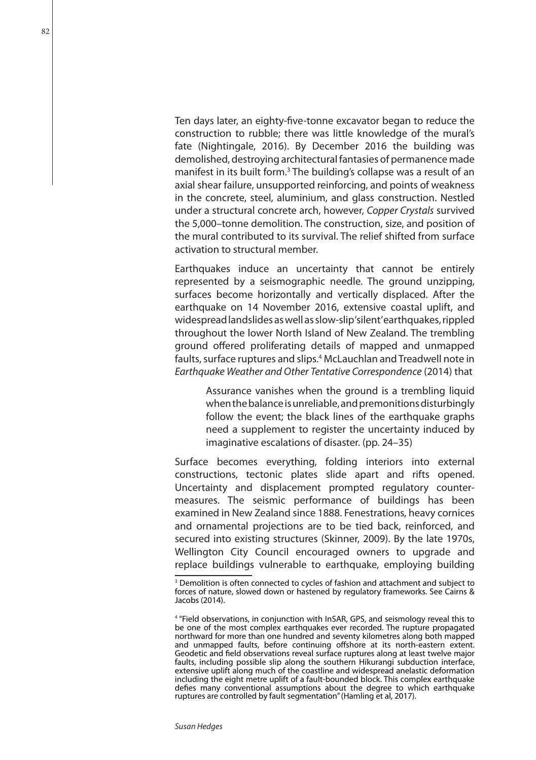Ten days later, an eighty-five-tonne excavator began to reduce the construction to rubble; there was little knowledge of the mural's fate (Nightingale, 2016). By December 2016 the building was demolished, destroying architectural fantasies of permanence made manifest in its built form.[3] The building's collapse was a result of an axial shear failure, unsupported reinforcing, and points of weakness in the concrete, steel, aluminium, and glass construction. Nestled under a structural concrete arch, however, *Copper Crystals* survived the 5,000–tonne demolition. The construction, size, and position of the mural contributed to its survival. The relief shifted from surface activation to structural member.

Earthquakes induce an uncertainty that cannot be entirely represented by a seismographic needle. The ground unzipping, surfaces become horizontally and vertically displaced. After the earthquake on 14 November 2016, extensive coastal uplift, and widespread landslides as well as slow-slip 'silent' earthquakes, rippled throughout the lower North Island of New Zealand. The trembling ground offered proliferating details of mapped and unmapped faults, surface ruptures and slips.[4] McLauchlan and Treadwell note in *Earthquake Weather and Other Tentative Correspondence* (2014) that

> Assurance vanishes when the ground is a trembling liquid when the balance is unreliable, and premonitions disturbingly follow the event; the black lines of the earthquake graphs need a supplement to register the uncertainty induced by imaginative escalations of disaster. (pp. 24–35)

Surface becomes everything, folding interiors into external constructions, tectonic plates slide apart and rifts opened. Uncertainty and displacement prompted regulatory countermeasures. The seismic performance of buildings has been examined in New Zealand since 1888. Fenestrations, heavy cornices and ornamental projections are to be tied back, reinforced, and secured into existing structures (Skinner, 2009). By the late 1970s, Wellington City Council encouraged owners to upgrade and replace buildings vulnerable to earthquake, employing building

---

[3] Demolition is often connected to cycles of fashion and attachment and subject to forces of nature, slowed down or hastened by regulatory frameworks. See Cairns & Jacobs (2014).

[4] "Field observations, in conjunction with InSAR, GPS, and seismology reveal this to be one of the most complex earthquakes ever recorded. The rupture propagated northward for more than one hundred and seventy kilometres along both mapped and unmapped faults, before continuing offshore at its north-eastern extent. Geodetic and field observations reveal surface ruptures along at least twelve major faults, including possible slip along the southern Hikurangi subduction interface, extensive uplift along much of the coastline and widespread anelastic deformation including the eight metre uplift of a fault-bounded block. This complex earthquake defies many conventional assumptions about the degree to which earthquake ruptures are controlled by fault segmentation" (Hamling et al, 2017).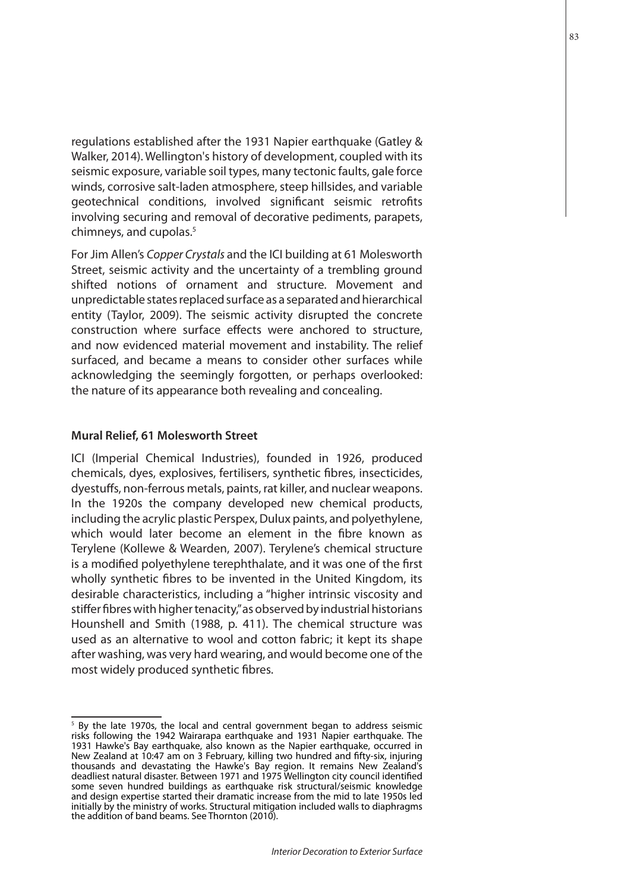regulations established after the 1931 Napier earthquake (Gatley & Walker, 2014). Wellington's history of development, coupled with its seismic exposure, variable soil types, many tectonic faults, gale force winds, corrosive salt-laden atmosphere, steep hillsides, and variable geotechnical conditions, involved significant seismic retrofits involving securing and removal of decorative pediments, parapets, chimneys, and cupolas.[5]

For Jim Allen's *Copper Crystals* and the ICI building at 61 Molesworth Street, seismic activity and the uncertainty of a trembling ground shifted notions of ornament and structure. Movement and unpredictable states replaced surface as a separated and hierarchical entity (Taylor, 2009). The seismic activity disrupted the concrete construction where surface effects were anchored to structure, and now evidenced material movement and instability. The relief surfaced, and became a means to consider other surfaces while acknowledging the seemingly forgotten, or perhaps overlooked: the nature of its appearance both revealing and concealing.

**Mural Relief, 61 Molesworth Street**

ICI (Imperial Chemical Industries), founded in 1926, produced chemicals, dyes, explosives, fertilisers, synthetic fibres, insecticides, dyestuffs, non-ferrous metals, paints, rat killer, and nuclear weapons. In the 1920s the company developed new chemical products, including the acrylic plastic Perspex, Dulux paints, and polyethylene, which would later become an element in the fibre known as Terylene (Kollewe & Wearden, 2007). Terylene's chemical structure is a modified polyethylene terephthalate, and it was one of the first wholly synthetic fibres to be invented in the United Kingdom, its desirable characteristics, including a "higher intrinsic viscosity and stiffer fibres with higher tenacity," as observed by industrial historians Hounshell and Smith (1988, p. 411). The chemical structure was used as an alternative to wool and cotton fabric; it kept its shape after washing, was very hard wearing, and would become one of the most widely produced synthetic fibres.

[5] By the late 1970s, the local and central government began to address seismic risks following the 1942 Wairarapa earthquake and 1931 Napier earthquake. The 1931 Hawke's Bay earthquake, also known as the Napier earthquake, occurred in New Zealand at 10:47 am on 3 February, killing two hundred and fifty-six, injuring thousands and devastating the Hawke's Bay region. It remains New Zealand's deadliest natural disaster. Between 1971 and 1975 Wellington city council identified some seven hundred buildings as earthquake risk structural/seismic knowledge and design expertise started their dramatic increase from the mid to late 1950s led initially by the ministry of works. Structural mitigation included walls to diaphragms the addition of band beams. See Thornton (2010).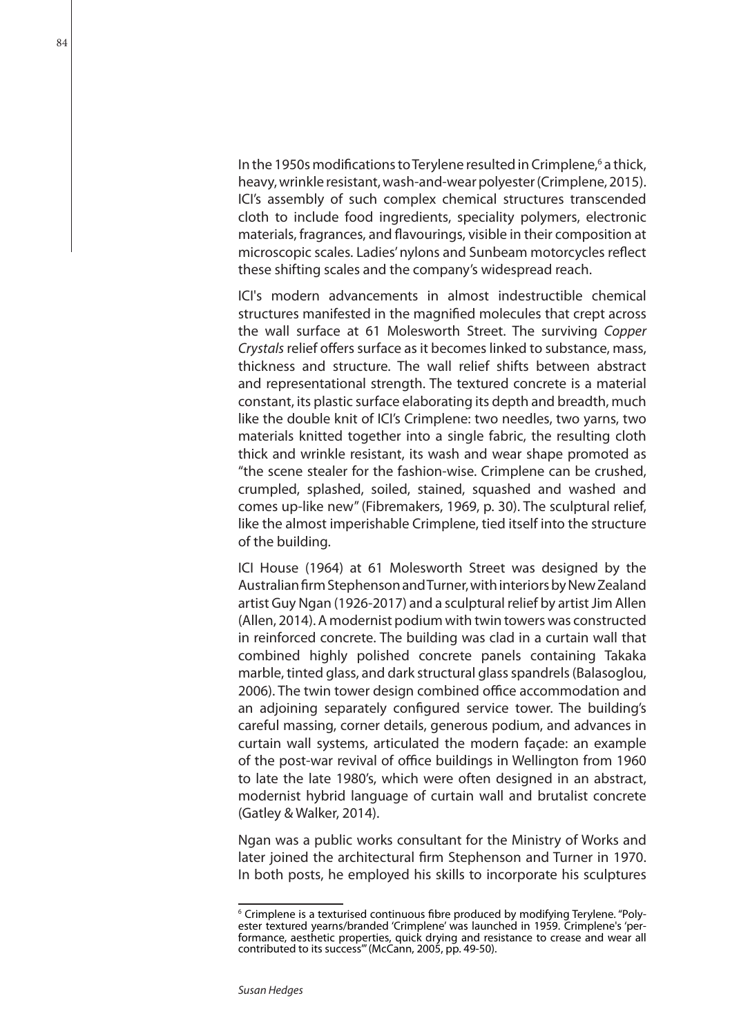In the 1950s modifications to Terylene resulted in Crimplene,[6] a thick, heavy, wrinkle resistant, wash-and-wear polyester (Crimplene, 2015). ICI's assembly of such complex chemical structures transcended cloth to include food ingredients, speciality polymers, electronic materials, fragrances, and flavourings, visible in their composition at microscopic scales. Ladies' nylons and Sunbeam motorcycles reflect these shifting scales and the company's widespread reach.

ICI's modern advancements in almost indestructible chemical structures manifested in the magnified molecules that crept across the wall surface at 61 Molesworth Street. The surviving *Copper Crystals* relief offers surface as it becomes linked to substance, mass, thickness and structure. The wall relief shifts between abstract and representational strength. The textured concrete is a material constant, its plastic surface elaborating its depth and breadth, much like the double knit of ICI's Crimplene: two needles, two yarns, two materials knitted together into a single fabric, the resulting cloth thick and wrinkle resistant, its wash and wear shape promoted as "the scene stealer for the fashion-wise. Crimplene can be crushed, crumpled, splashed, soiled, stained, squashed and washed and comes up-like new" (Fibremakers, 1969, p. 30). The sculptural relief, like the almost imperishable Crimplene, tied itself into the structure of the building.

ICI House (1964) at 61 Molesworth Street was designed by the Australian firm Stephenson and Turner, with interiors by New Zealand artist Guy Ngan (1926-2017) and a sculptural relief by artist Jim Allen (Allen, 2014). A modernist podium with twin towers was constructed in reinforced concrete. The building was clad in a curtain wall that combined highly polished concrete panels containing Takaka marble, tinted glass, and dark structural glass spandrels (Balasoglou, 2006). The twin tower design combined office accommodation and an adjoining separately configured service tower. The building's careful massing, corner details, generous podium, and advances in curtain wall systems, articulated the modern façade: an example of the post-war revival of office buildings in Wellington from 1960 to late the late 1980's, which were often designed in an abstract, modernist hybrid language of curtain wall and brutalist concrete (Gatley & Walker, 2014).

Ngan was a public works consultant for the Ministry of Works and later joined the architectural firm Stephenson and Turner in 1970. In both posts, he employed his skills to incorporate his sculptures

---

[6] Crimplene is a texturised continuous fibre produced by modifying Terylene. "Polyester textured yearns/branded 'Crimplene' was launched in 1959. Crimplene's 'performance, aesthetic properties, quick drying and resistance to crease and wear all contributed to its success'" (McCann, 2005, pp. 49-50).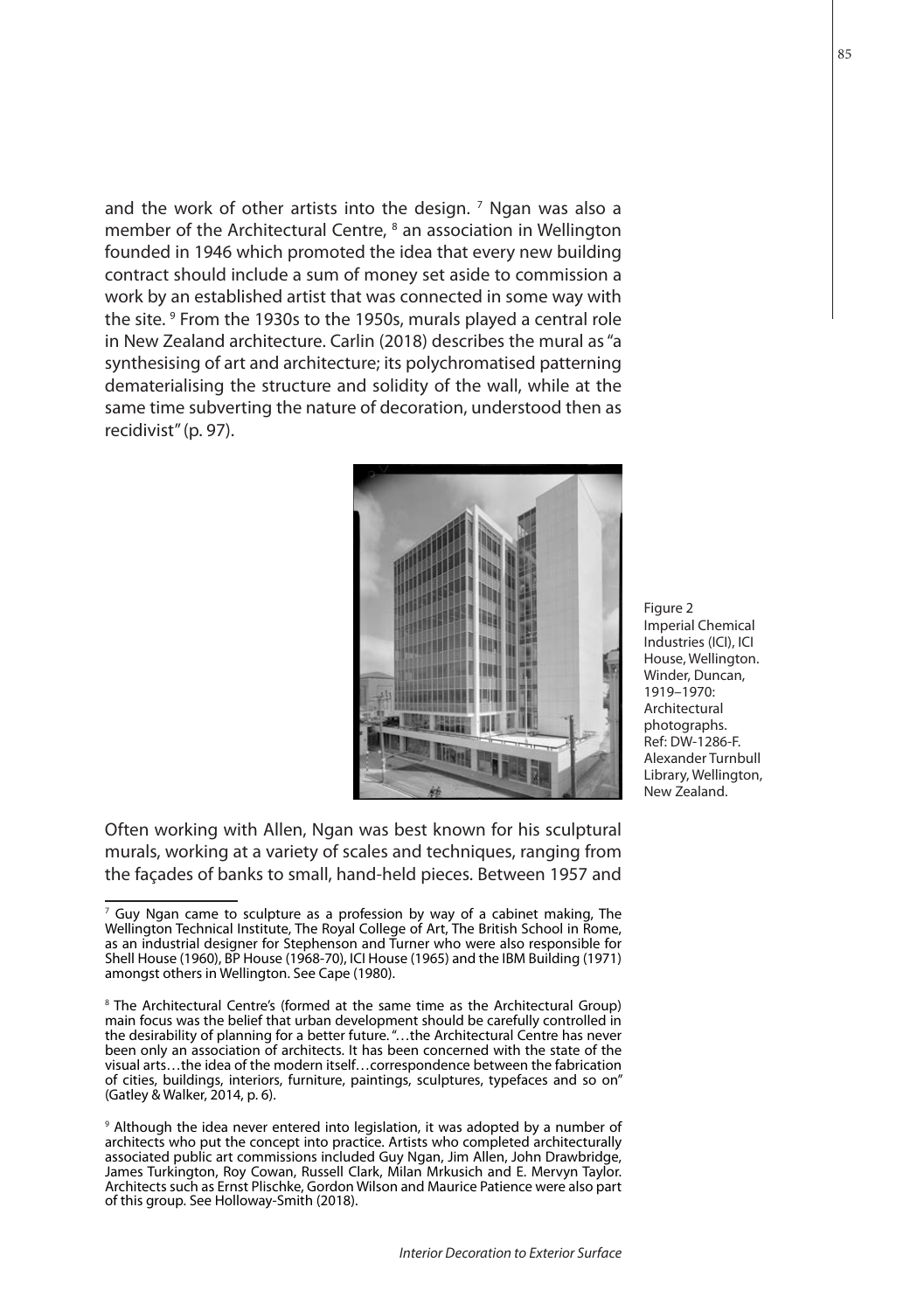and the work of other artists into the design. [7] Ngan was also a member of the Architectural Centre, [8] an association in Wellington founded in 1946 which promoted the idea that every new building contract should include a sum of money set aside to commission a work by an established artist that was connected in some way with the site. [9] From the 1930s to the 1950s, murals played a central role in New Zealand architecture. Carlin (2018) describes the mural as "a synthesising of art and architecture; its polychromatised patterning dematerialising the structure and solidity of the wall, while at the same time subverting the nature of decoration, understood then as recidivist" (p. 97).

Figure 2
Imperial Chemical Industries (ICI), ICI House, Wellington. Winder, Duncan, 1919–1970: Architectural photographs. Ref: DW-1286-F. Alexander Turnbull Library, Wellington, New Zealand.

Often working with Allen, Ngan was best known for his sculptural murals, working at a variety of scales and techniques, ranging from the façades of banks to small, hand-held pieces. Between 1957 and

---

[7] Guy Ngan came to sculpture as a profession by way of a cabinet making, The Wellington Technical Institute, The Royal College of Art, The British School in Rome, as an industrial designer for Stephenson and Turner who were also responsible for Shell House (1960), BP House (1968-70), ICI House (1965) and the IBM Building (1971) amongst others in Wellington. See Cape (1980).

[8] The Architectural Centre's (formed at the same time as the Architectural Group) main focus was the belief that urban development should be carefully controlled in the desirability of planning for a better future. "…the Architectural Centre has never been only an association of architects. It has been concerned with the state of the visual arts…the idea of the modern itself…correspondence between the fabrication of cities, buildings, interiors, furniture, paintings, sculptures, typefaces and so on" (Gatley & Walker, 2014, p. 6).

[9] Although the idea never entered into legislation, it was adopted by a number of architects who put the concept into practice. Artists who completed architecturally associated public art commissions included Guy Ngan, Jim Allen, John Drawbridge, James Turkington, Roy Cowan, Russell Clark, Milan Mrkusich and E. Mervyn Taylor. Architects such as Ernst Plischke, Gordon Wilson and Maurice Patience were also part of this group. See Holloway-Smith (2018).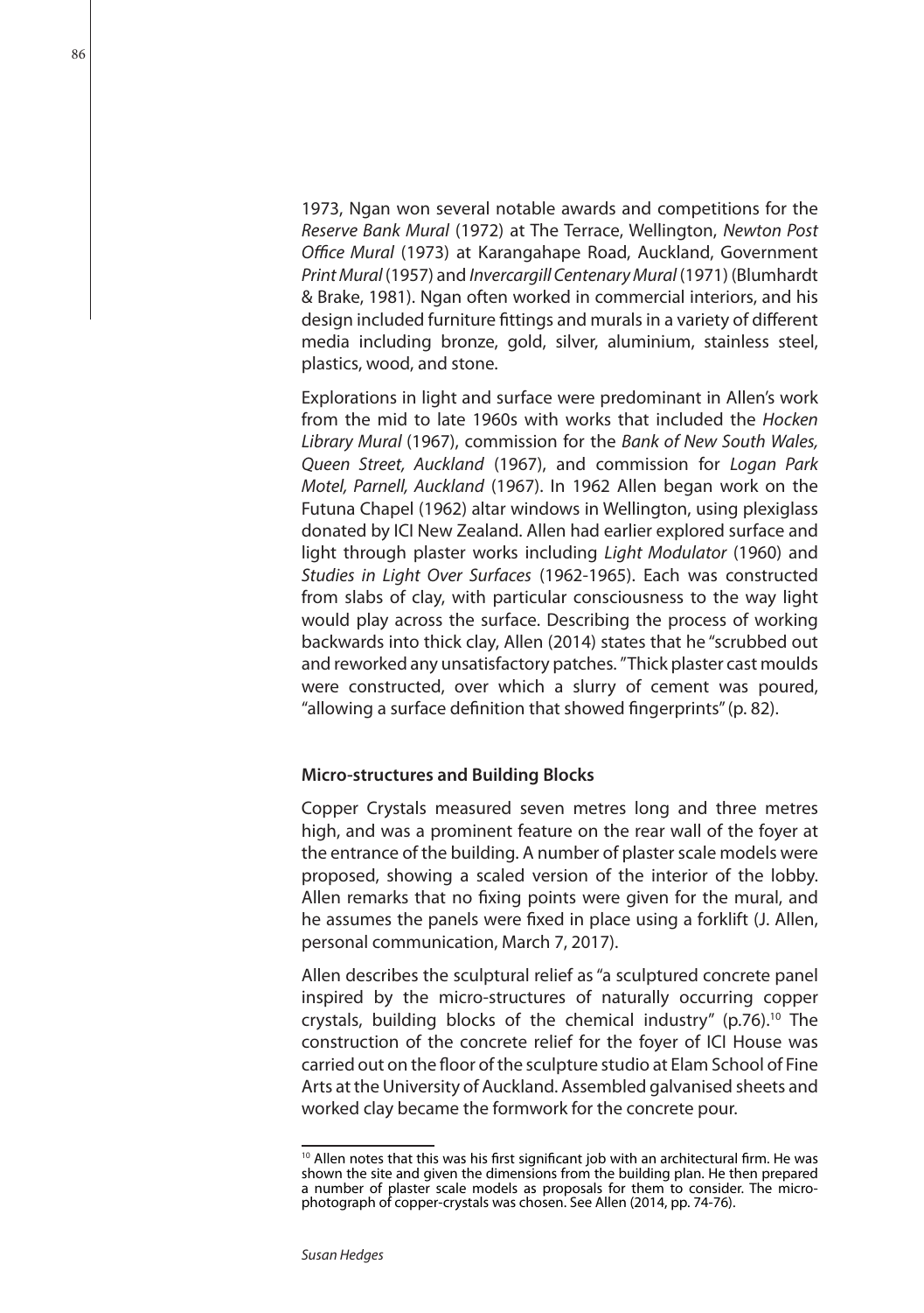1973, Ngan won several notable awards and competitions for the *Reserve Bank Mural* (1972) at The Terrace, Wellington, *Newton Post Office Mural* (1973) at Karangahape Road, Auckland, Government *Print Mural* (1957) and *Invercargill Centenary Mural* (1971) (Blumhardt & Brake, 1981). Ngan often worked in commercial interiors, and his design included furniture fittings and murals in a variety of different media including bronze, gold, silver, aluminium, stainless steel, plastics, wood, and stone.

Explorations in light and surface were predominant in Allen's work from the mid to late 1960s with works that included the *Hocken Library Mural* (1967), commission for the *Bank of New South Wales, Queen Street, Auckland* (1967), and commission for *Logan Park Motel, Parnell, Auckland* (1967). In 1962 Allen began work on the Futuna Chapel (1962) altar windows in Wellington, using plexiglass donated by ICI New Zealand. Allen had earlier explored surface and light through plaster works including *Light Modulator* (1960) and *Studies in Light Over Surfaces* (1962-1965). Each was constructed from slabs of clay, with particular consciousness to the way light would play across the surface. Describing the process of working backwards into thick clay, Allen (2014) states that he "scrubbed out and reworked any unsatisfactory patches. "Thick plaster cast moulds were constructed, over which a slurry of cement was poured, "allowing a surface definition that showed fingerprints" (p. 82).

### Micro-structures and Building Blocks

Copper Crystals measured seven metres long and three metres high, and was a prominent feature on the rear wall of the foyer at the entrance of the building. A number of plaster scale models were proposed, showing a scaled version of the interior of the lobby. Allen remarks that no fixing points were given for the mural, and he assumes the panels were fixed in place using a forklift (J. Allen, personal communication, March 7, 2017).

Allen describes the sculptural relief as "a sculptured concrete panel inspired by the micro-structures of naturally occurring copper crystals, building blocks of the chemical industry" (p.76).[10] The construction of the concrete relief for the foyer of ICI House was carried out on the floor of the sculpture studio at Elam School of Fine Arts at the University of Auckland. Assembled galvanised sheets and worked clay became the formwork for the concrete pour.

---

[10] Allen notes that this was his first significant job with an architectural firm. He was shown the site and given the dimensions from the building plan. He then prepared a number of plaster scale models as proposals for them to consider. The micro-photograph of copper-crystals was chosen. See Allen (2014, pp. 74-76).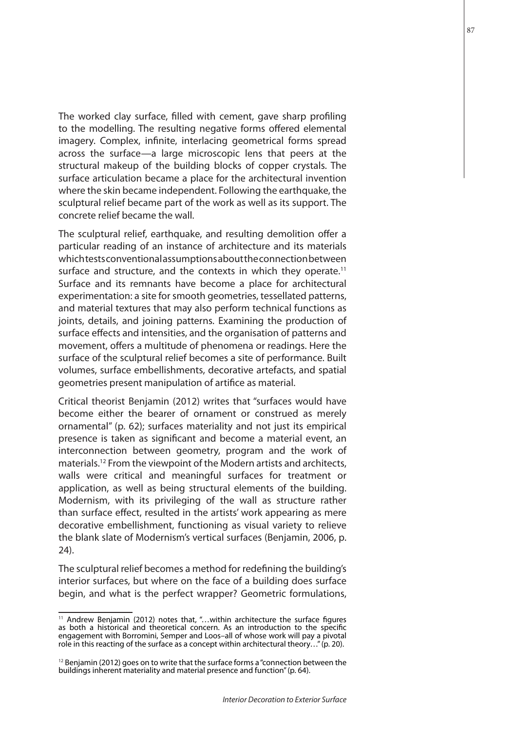The worked clay surface, filled with cement, gave sharp profiling to the modelling. The resulting negative forms offered elemental imagery. Complex, infinite, interlacing geometrical forms spread across the surface—a large microscopic lens that peers at the structural makeup of the building blocks of copper crystals. The surface articulation became a place for the architectural invention where the skin became independent. Following the earthquake, the sculptural relief became part of the work as well as its support. The concrete relief became the wall.

The sculptural relief, earthquake, and resulting demolition offer a particular reading of an instance of architecture and its materials which tests conventional assumptions about the connection between surface and structure, and the contexts in which they operate.[11] Surface and its remnants have become a place for architectural experimentation: a site for smooth geometries, tessellated patterns, and material textures that may also perform technical functions as joints, details, and joining patterns. Examining the production of surface effects and intensities, and the organisation of patterns and movement, offers a multitude of phenomena or readings. Here the surface of the sculptural relief becomes a site of performance. Built volumes, surface embellishments, decorative artefacts, and spatial geometries present manipulation of artifice as material.

Critical theorist Benjamin (2012) writes that "surfaces would have become either the bearer of ornament or construed as merely ornamental" (p. 62); surfaces materiality and not just its empirical presence is taken as significant and become a material event, an interconnection between geometry, program and the work of materials.[12] From the viewpoint of the Modern artists and architects, walls were critical and meaningful surfaces for treatment or application, as well as being structural elements of the building. Modernism, with its privileging of the wall as structure rather than surface effect, resulted in the artists' work appearing as mere decorative embellishment, functioning as visual variety to relieve the blank slate of Modernism's vertical surfaces (Benjamin, 2006, p. 24).

The sculptural relief becomes a method for redefining the building's interior surfaces, but where on the face of a building does surface begin, and what is the perfect wrapper? Geometric formulations,

---

[11] Andrew Benjamin (2012) notes that, "…within architecture the surface figures as both a historical and theoretical concern. As an introduction to the specific engagement with Borromini, Semper and Loos–all of whose work will pay a pivotal role in this reacting of the surface as a concept within architectural theory…" (p. 20).

[12] Benjamin (2012) goes on to write that the surface forms a "connection between the buildings inherent materiality and material presence and function" (p. 64).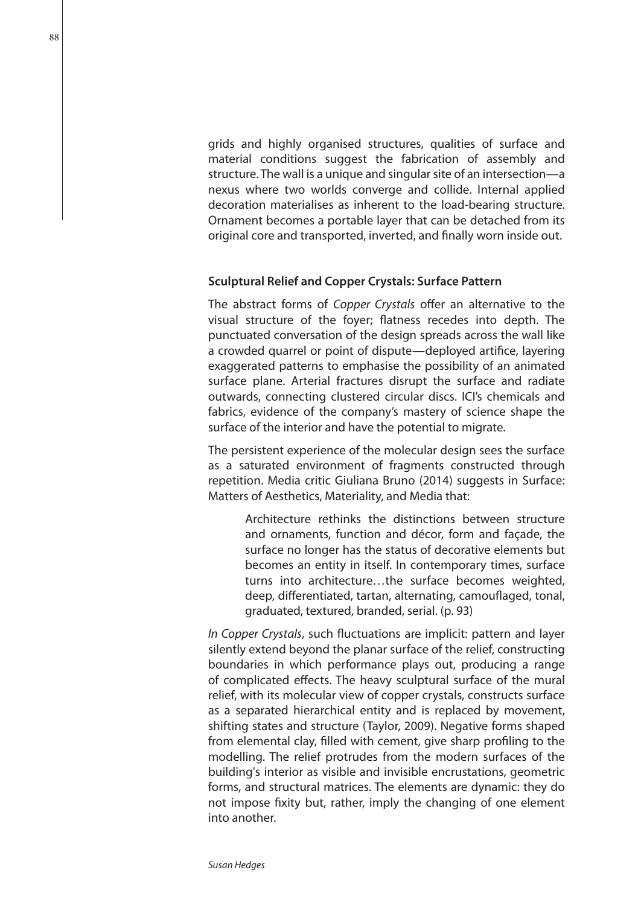grids and highly organised structures, qualities of surface and material conditions suggest the fabrication of assembly and structure. The wall is a unique and singular site of an intersection—a nexus where two worlds converge and collide. Internal applied decoration materialises as inherent to the load-bearing structure. Ornament becomes a portable layer that can be detached from its original core and transported, inverted, and finally worn inside out.

### Sculptural Relief and Copper Crystals: Surface Pattern

The abstract forms of *Copper Crystals* offer an alternative to the visual structure of the foyer; flatness recedes into depth. The punctuated conversation of the design spreads across the wall like a crowded quarrel or point of dispute—deployed artifice, layering exaggerated patterns to emphasise the possibility of an animated surface plane. Arterial fractures disrupt the surface and radiate outwards, connecting clustered circular discs. ICI's chemicals and fabrics, evidence of the company's mastery of science shape the surface of the interior and have the potential to migrate.

The persistent experience of the molecular design sees the surface as a saturated environment of fragments constructed through repetition. Media critic Giuliana Bruno (2014) suggests in Surface: Matters of Aesthetics, Materiality, and Media that:

> Architecture rethinks the distinctions between structure and ornaments, function and décor, form and façade, the surface no longer has the status of decorative elements but becomes an entity in itself. In contemporary times, surface turns into architecture…the surface becomes weighted, deep, differentiated, tartan, alternating, camouflaged, tonal, graduated, textured, branded, serial. (p. 93)

*In Copper Crystals*, such fluctuations are implicit: pattern and layer silently extend beyond the planar surface of the relief, constructing boundaries in which performance plays out, producing a range of complicated effects. The heavy sculptural surface of the mural relief, with its molecular view of copper crystals, constructs surface as a separated hierarchical entity and is replaced by movement, shifting states and structure (Taylor, 2009). Negative forms shaped from elemental clay, filled with cement, give sharp profiling to the modelling. The relief protrudes from the modern surfaces of the building's interior as visible and invisible encrustations, geometric forms, and structural matrices. The elements are dynamic: they do not impose fixity but, rather, imply the changing of one element into another.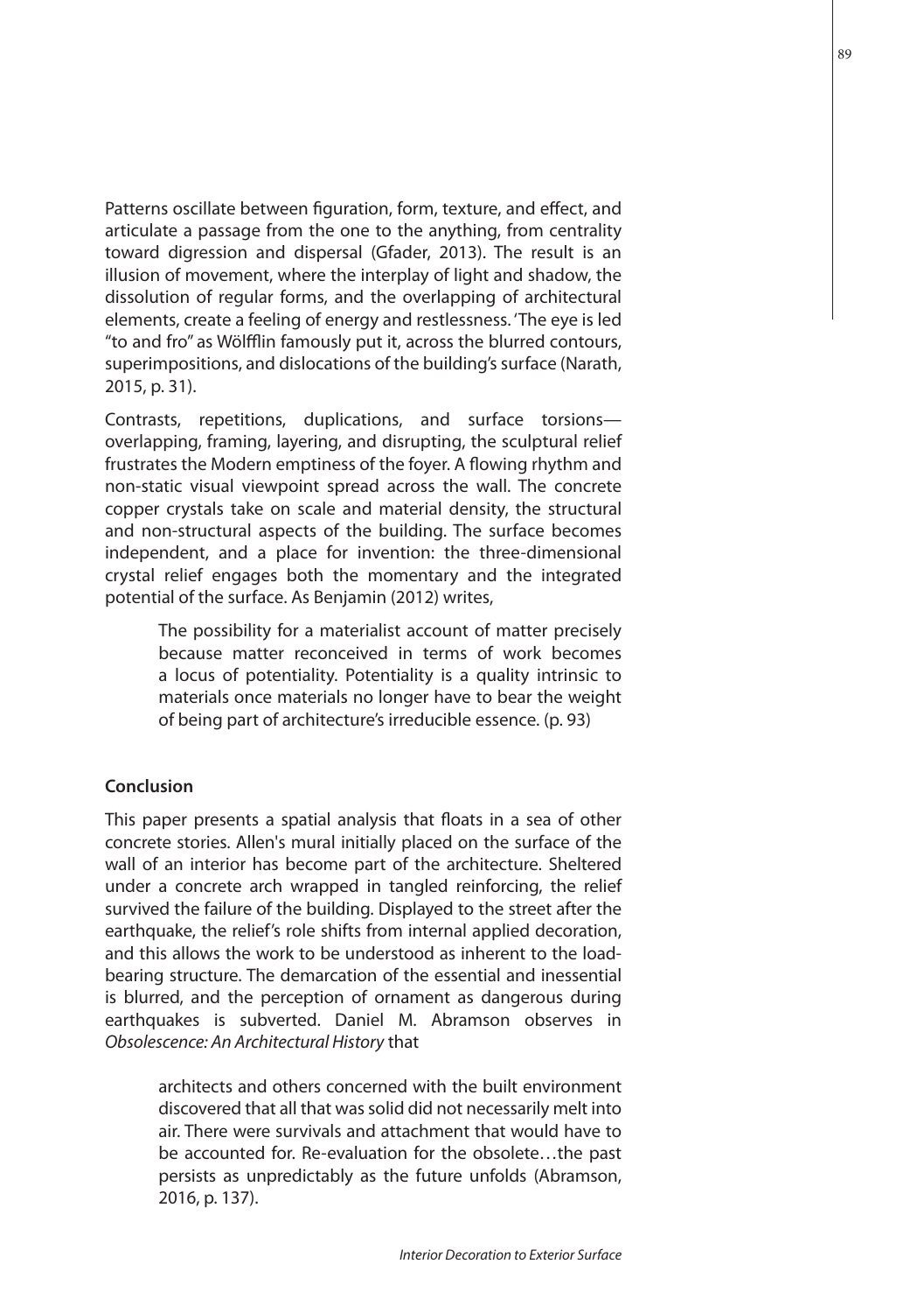Patterns oscillate between figuration, form, texture, and effect, and articulate a passage from the one to the anything, from centrality toward digression and dispersal (Gfader, 2013). The result is an illusion of movement, where the interplay of light and shadow, the dissolution of regular forms, and the overlapping of architectural elements, create a feeling of energy and restlessness. 'The eye is led "to and fro" as Wölfflin famously put it, across the blurred contours, superimpositions, and dislocations of the building's surface (Narath, 2015, p. 31).

Contrasts, repetitions, duplications, and surface torsions—overlapping, framing, layering, and disrupting, the sculptural relief frustrates the Modern emptiness of the foyer. A flowing rhythm and non-static visual viewpoint spread across the wall. The concrete copper crystals take on scale and material density, the structural and non-structural aspects of the building. The surface becomes independent, and a place for invention: the three-dimensional crystal relief engages both the momentary and the integrated potential of the surface. As Benjamin (2012) writes,

> The possibility for a materialist account of matter precisely because matter reconceived in terms of work becomes a locus of potentiality. Potentiality is a quality intrinsic to materials once materials no longer have to bear the weight of being part of architecture's irreducible essence. (p. 93)

**Conclusion**

This paper presents a spatial analysis that floats in a sea of other concrete stories. Allen's mural initially placed on the surface of the wall of an interior has become part of the architecture. Sheltered under a concrete arch wrapped in tangled reinforcing, the relief survived the failure of the building. Displayed to the street after the earthquake, the relief's role shifts from internal applied decoration, and this allows the work to be understood as inherent to the load-bearing structure. The demarcation of the essential and inessential is blurred, and the perception of ornament as dangerous during earthquakes is subverted. Daniel M. Abramson observes in *Obsolescence: An Architectural History* that

> architects and others concerned with the built environment discovered that all that was solid did not necessarily melt into air. There were survivals and attachment that would have to be accounted for. Re-evaluation for the obsolete…the past persists as unpredictably as the future unfolds (Abramson, 2016, p. 137).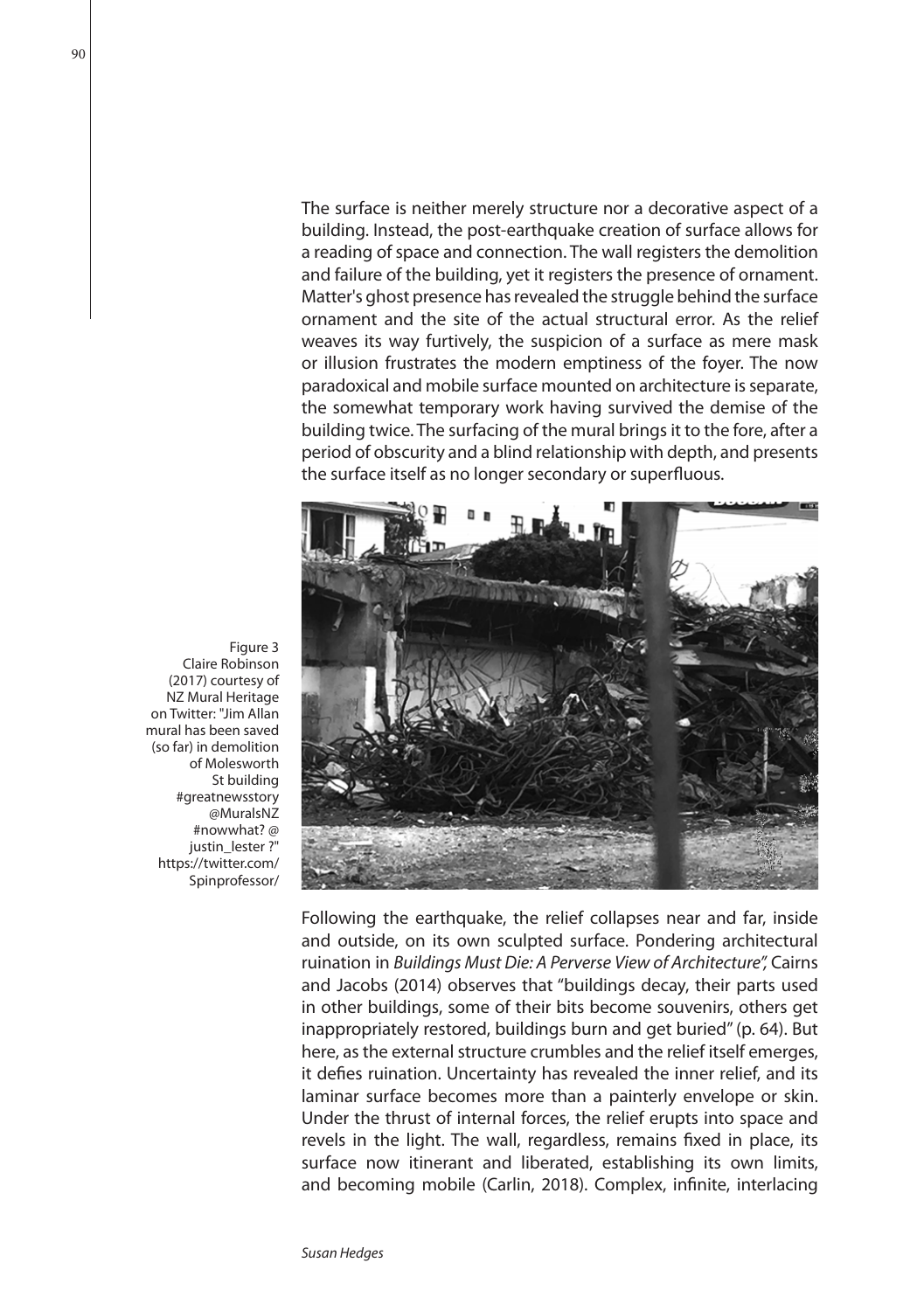The surface is neither merely structure nor a decorative aspect of a building. Instead, the post-earthquake creation of surface allows for a reading of space and connection. The wall registers the demolition and failure of the building, yet it registers the presence of ornament. Matter's ghost presence has revealed the struggle behind the surface ornament and the site of the actual structural error. As the relief weaves its way furtively, the suspicion of a surface as mere mask or illusion frustrates the modern emptiness of the foyer. The now paradoxical and mobile surface mounted on architecture is separate, the somewhat temporary work having survived the demise of the building twice. The surfacing of the mural brings it to the fore, after a period of obscurity and a blind relationship with depth, and presents the surface itself as no longer secondary or superfluous.

Figure 3
Claire Robinson (2017) courtesy of NZ Mural Heritage on Twitter: "Jim Allan mural has been saved (so far) in demolition of Molesworth St building #greatnewsstory @MuralsNZ #nowwhat? @ justin_lester ?" https://twitter.com/Spinprofessor/

Following the earthquake, the relief collapses near and far, inside and outside, on its own sculpted surface. Pondering architectural ruination in *Buildings Must Die: A Perverse View of Architecture",* Cairns and Jacobs (2014) observes that "buildings decay, their parts used in other buildings, some of their bits become souvenirs, others get inappropriately restored, buildings burn and get buried" (p. 64). But here, as the external structure crumbles and the relief itself emerges, it defies ruination. Uncertainty has revealed the inner relief, and its laminar surface becomes more than a painterly envelope or skin. Under the thrust of internal forces, the relief erupts into space and revels in the light. The wall, regardless, remains fixed in place, its surface now itinerant and liberated, establishing its own limits, and becoming mobile (Carlin, 2018). Complex, infinite, interlacing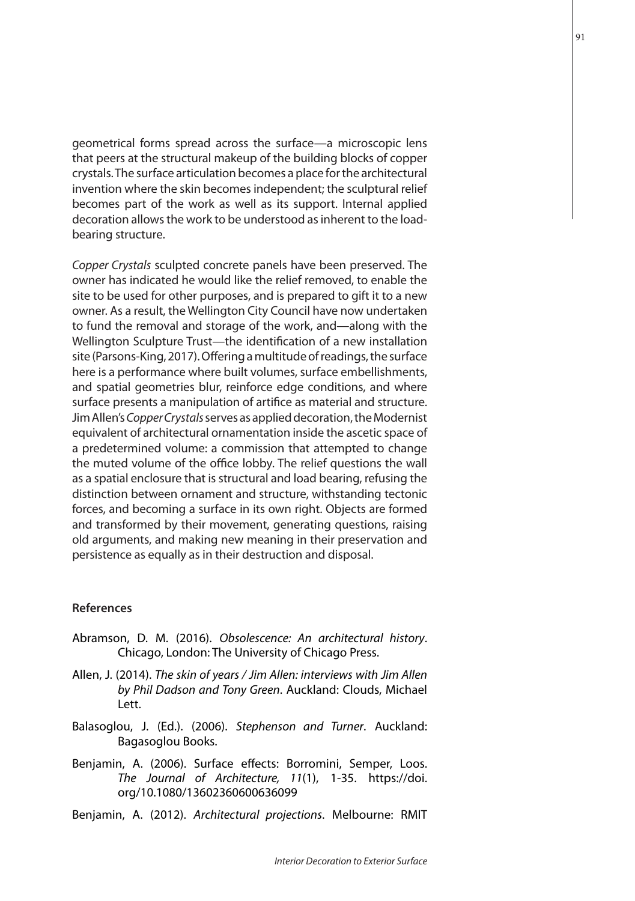geometrical forms spread across the surface—a microscopic lens that peers at the structural makeup of the building blocks of copper crystals. The surface articulation becomes a place for the architectural invention where the skin becomes independent; the sculptural relief becomes part of the work as well as its support. Internal applied decoration allows the work to be understood as inherent to the load-bearing structure.

*Copper Crystals* sculpted concrete panels have been preserved. The owner has indicated he would like the relief removed, to enable the site to be used for other purposes, and is prepared to gift it to a new owner. As a result, the Wellington City Council have now undertaken to fund the removal and storage of the work, and—along with the Wellington Sculpture Trust—the identification of a new installation site (Parsons-King, 2017). Offering a multitude of readings, the surface here is a performance where built volumes, surface embellishments, and spatial geometries blur, reinforce edge conditions, and where surface presents a manipulation of artifice as material and structure. Jim Allen's *Copper Crystals* serves as applied decoration, the Modernist equivalent of architectural ornamentation inside the ascetic space of a predetermined volume: a commission that attempted to change the muted volume of the office lobby. The relief questions the wall as a spatial enclosure that is structural and load bearing, refusing the distinction between ornament and structure, withstanding tectonic forces, and becoming a surface in its own right. Objects are formed and transformed by their movement, generating questions, raising old arguments, and making new meaning in their preservation and persistence as equally as in their destruction and disposal.

## References

Abramson, D. M. (2016). *Obsolescence: An architectural history*. Chicago, London: The University of Chicago Press.

Allen, J. (2014). *The skin of years / Jim Allen: interviews with Jim Allen by Phil Dadson and Tony Green*. Auckland: Clouds, Michael Lett.

Balasoglou, J. (Ed.). (2006). *Stephenson and Turner*. Auckland: Bagasoglou Books.

Benjamin, A. (2006). Surface effects: Borromini, Semper, Loos. *The Journal of Architecture, 11*(1), 1-35. https://doi.org/10.1080/13602360600636099

Benjamin, A. (2012). *Architectural projections*. Melbourne: RMIT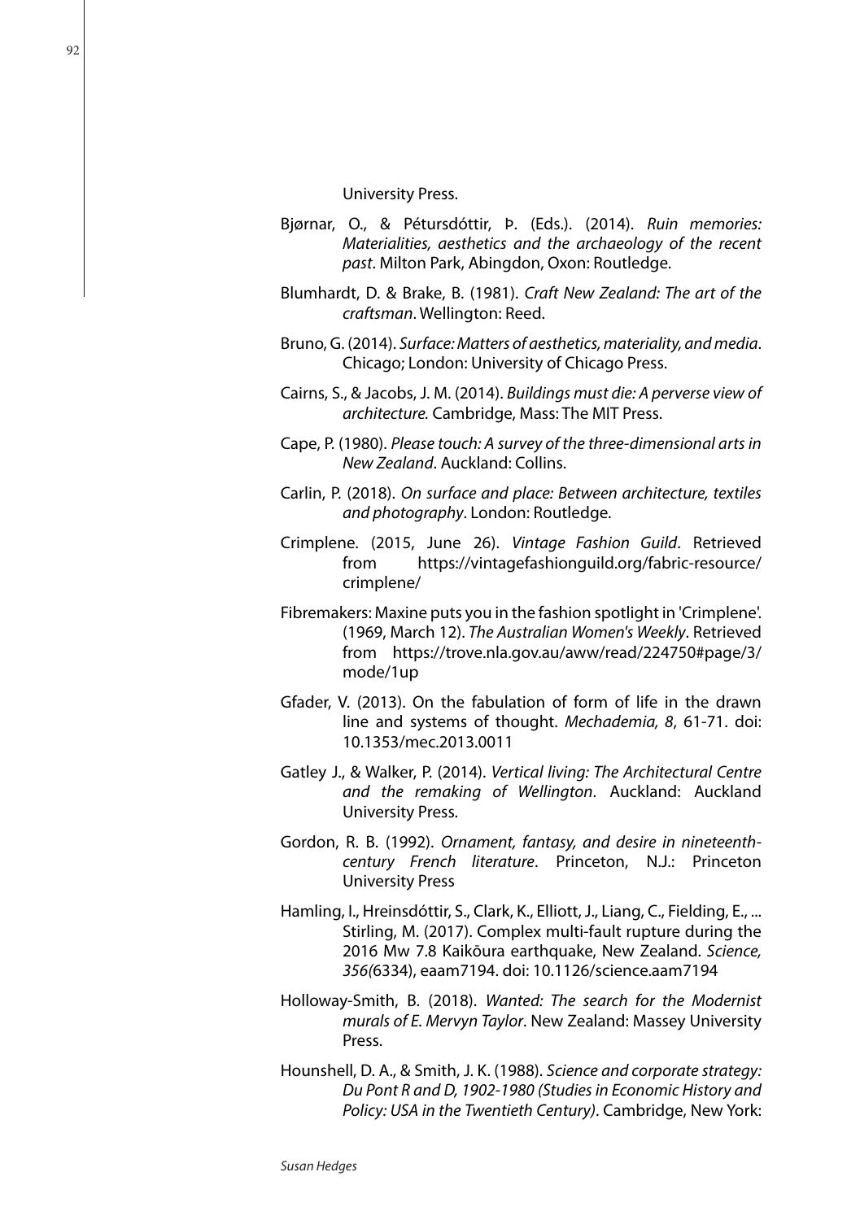University Press.

Bjørnar, O., & Pétursdóttir, Þ. (Eds.). (2014). *Ruin memories: Materialities, aesthetics and the archaeology of the recent past*. Milton Park, Abingdon, Oxon: Routledge.

Blumhardt, D. & Brake, B. (1981). *Craft New Zealand: The art of the craftsman*. Wellington: Reed.

Bruno, G. (2014). *Surface: Matters of aesthetics, materiality, and media*. Chicago; London: University of Chicago Press.

Cairns, S., & Jacobs, J. M. (2014). *Buildings must die: A perverse view of architecture.* Cambridge, Mass: The MIT Press.

Cape, P. (1980). *Please touch: A survey of the three-dimensional arts in New Zealand*. Auckland: Collins.

Carlin, P. (2018). *On surface and place: Between architecture, textiles and photography*. London: Routledge.

Crimplene. (2015, June 26). *Vintage Fashion Guild*. Retrieved from https://vintagefashionguild.org/fabric-resource/crimplene/

Fibremakers: Maxine puts you in the fashion spotlight in 'Crimplene'. (1969, March 12). *The Australian Women's Weekly*. Retrieved from https://trove.nla.gov.au/aww/read/224750#page/3/mode/1up

Gfader, V. (2013). On the fabulation of form of life in the drawn line and systems of thought. *Mechademia, 8*, 61-71. doi: 10.1353/mec.2013.0011

Gatley J., & Walker, P. (2014). *Vertical living: The Architectural Centre and the remaking of Wellington*. Auckland: Auckland University Press.

Gordon, R. B. (1992). *Ornament, fantasy, and desire in nineteenth-century French literature*. Princeton, N.J.: Princeton University Press

Hamling, I., Hreinsdóttir, S., Clark, K., Elliott, J., Liang, C., Fielding, E., ... Stirling, M. (2017). Complex multi-fault rupture during the 2016 Mw 7.8 Kaikōura earthquake, New Zealand. *Science, 356*(6334), eaam7194. doi: 10.1126/science.aam7194

Holloway-Smith, B. (2018). *Wanted: The search for the Modernist murals of E. Mervyn Taylor*. New Zealand: Massey University Press.

Hounshell, D. A., & Smith, J. K. (1988). *Science and corporate strategy: Du Pont R and D, 1902-1980 (Studies in Economic History and Policy: USA in the Twentieth Century)*. Cambridge, New York: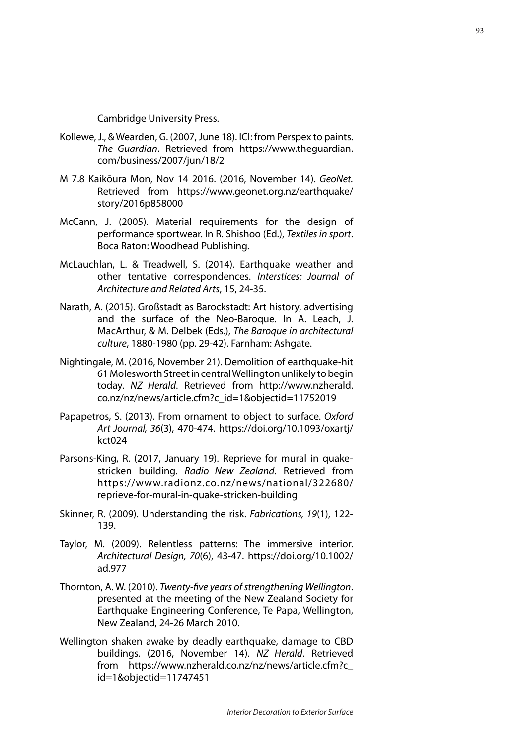Cambridge University Press.

Kollewe, J., & Wearden, G. (2007, June 18). ICI: from Perspex to paints. *The Guardian*. Retrieved from https://www.theguardian.com/business/2007/jun/18/2

M 7.8 Kaikōura Mon, Nov 14 2016. (2016, November 14). *GeoNet.* Retrieved from https://www.geonet.org.nz/earthquake/story/2016p858000

McCann, J. (2005). Material requirements for the design of performance sportwear. In R. Shishoo (Ed.), *Textiles in sport*. Boca Raton: Woodhead Publishing.

McLauchlan, L. & Treadwell, S. (2014). Earthquake weather and other tentative correspondences. *Interstices: Journal of Architecture and Related Arts*, 15, 24-35.

Narath, A. (2015). Großstadt as Barockstadt: Art history, advertising and the surface of the Neo-Baroque. In A. Leach, J. MacArthur, & M. Delbek (Eds.), *The Baroque in architectural culture*, 1880-1980 (pp. 29-42). Farnham: Ashgate.

Nightingale, M. (2016, November 21). Demolition of earthquake-hit 61 Molesworth Street in central Wellington unlikely to begin today. *NZ Herald*. Retrieved from http://www.nzherald.co.nz/nz/news/article.cfm?c_id=1&objectid=11752019

Papapetros, S. (2013). From ornament to object to surface. *Oxford Art Journal, 36*(3), 470-474. https://doi.org/10.1093/oxartj/kct024

Parsons-King, R. (2017, January 19). Reprieve for mural in quake-stricken building. *Radio New Zealand*. Retrieved from https://www.radionz.co.nz/news/national/322680/reprieve-for-mural-in-quake-stricken-building

Skinner, R. (2009). Understanding the risk. *Fabrications, 19*(1), 122-139.

Taylor, M. (2009). Relentless patterns: The immersive interior. *Architectural Design, 70*(6), 43-47. https://doi.org/10.1002/ad.977

Thornton, A. W. (2010). *Twenty-five years of strengthening Wellington*. presented at the meeting of the New Zealand Society for Earthquake Engineering Conference, Te Papa, Wellington, New Zealand, 24-26 March 2010.

Wellington shaken awake by deadly earthquake, damage to CBD buildings. (2016, November 14). *NZ Herald*. Retrieved from https://www.nzherald.co.nz/nz/news/article.cfm?c_id=1&objectid=11747451